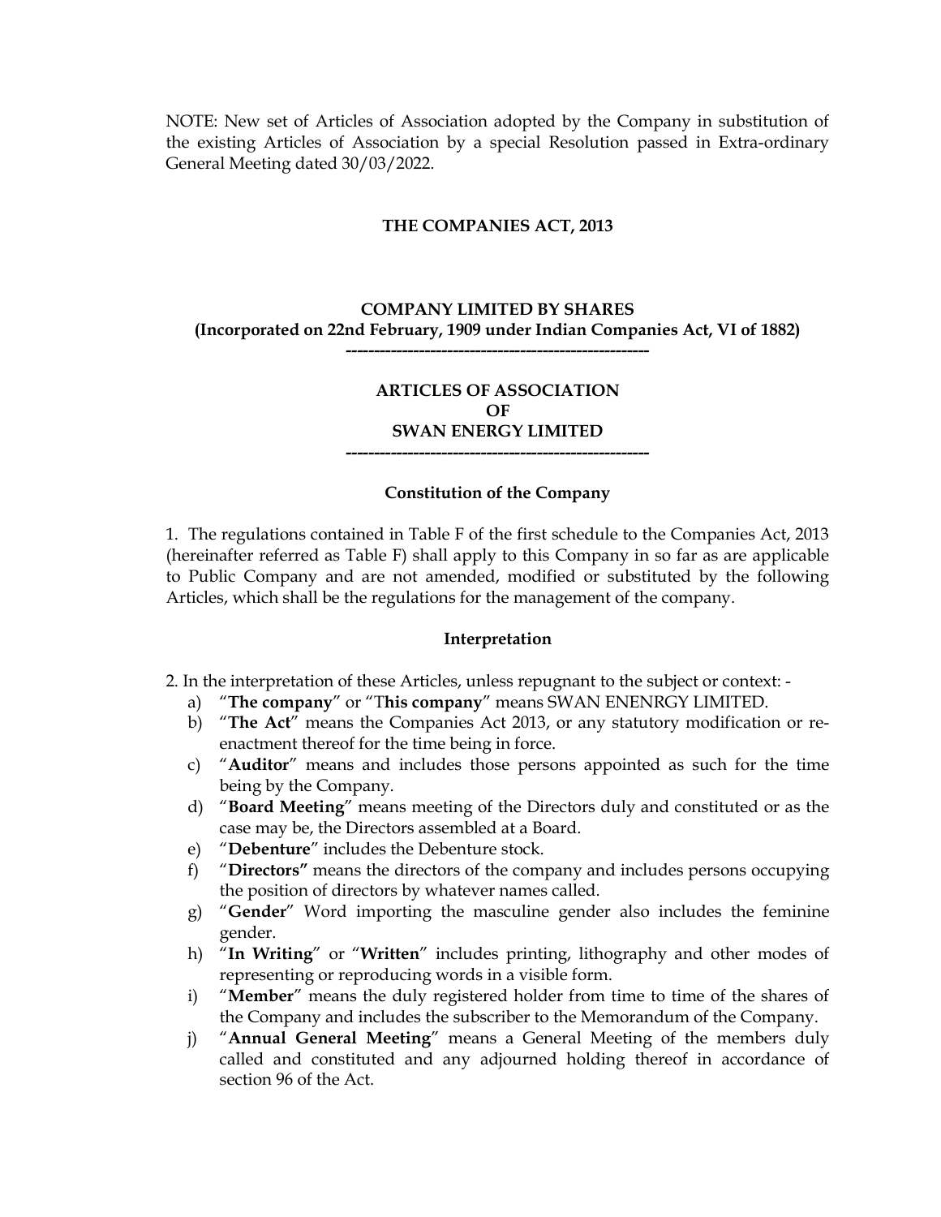NOTE: New set of Articles of Association adopted by the Company in substitution of the existing Articles of Association by a special Resolution passed in Extra-ordinary General Meeting dated 30/03/2022.

**THE COMPANIES ACT, 2013**

**COMPANY LIMITED BY SHARES**
**(Incorporated on 22nd February, 1909 under Indian Companies Act, VI of 1882)**

-----------------------------------------------------

# ARTICLES OF ASSOCIATION OF SWAN ENERGY LIMITED

-----------------------------------------------------

## Constitution of the Company

1. The regulations contained in Table F of the first schedule to the Companies Act, 2013 (hereinafter referred as Table F) shall apply to this Company in so far as are applicable to Public Company and are not amended, modified or substituted by the following Articles, which shall be the regulations for the management of the company.

## Interpretation

2. In the interpretation of these Articles, unless repugnant to the subject or context: -

   a) "**The company**" or "T**his company**" means SWAN ENENRGY LIMITED.
   b) "**The Act**" means the Companies Act 2013, or any statutory modification or re-enactment thereof for the time being in force.
   c) "**Auditor**" means and includes those persons appointed as such for the time being by the Company.
   d) "**Board Meeting**" means meeting of the Directors duly and constituted or as the case may be, the Directors assembled at a Board.
   e) "**Debenture**" includes the Debenture stock.
   f) "**Directors"** means the directors of the company and includes persons occupying the position of directors by whatever names called.
   g) "**Gender**" Word importing the masculine gender also includes the feminine gender.
   h) "**In Writing**" or "**Written**" includes printing, lithography and other modes of representing or reproducing words in a visible form.
   i) "**Member**" means the duly registered holder from time to time of the shares of the Company and includes the subscriber to the Memorandum of the Company.
   j) "**Annual General Meeting**" means a General Meeting of the members duly called and constituted and any adjourned holding thereof in accordance of section 96 of the Act.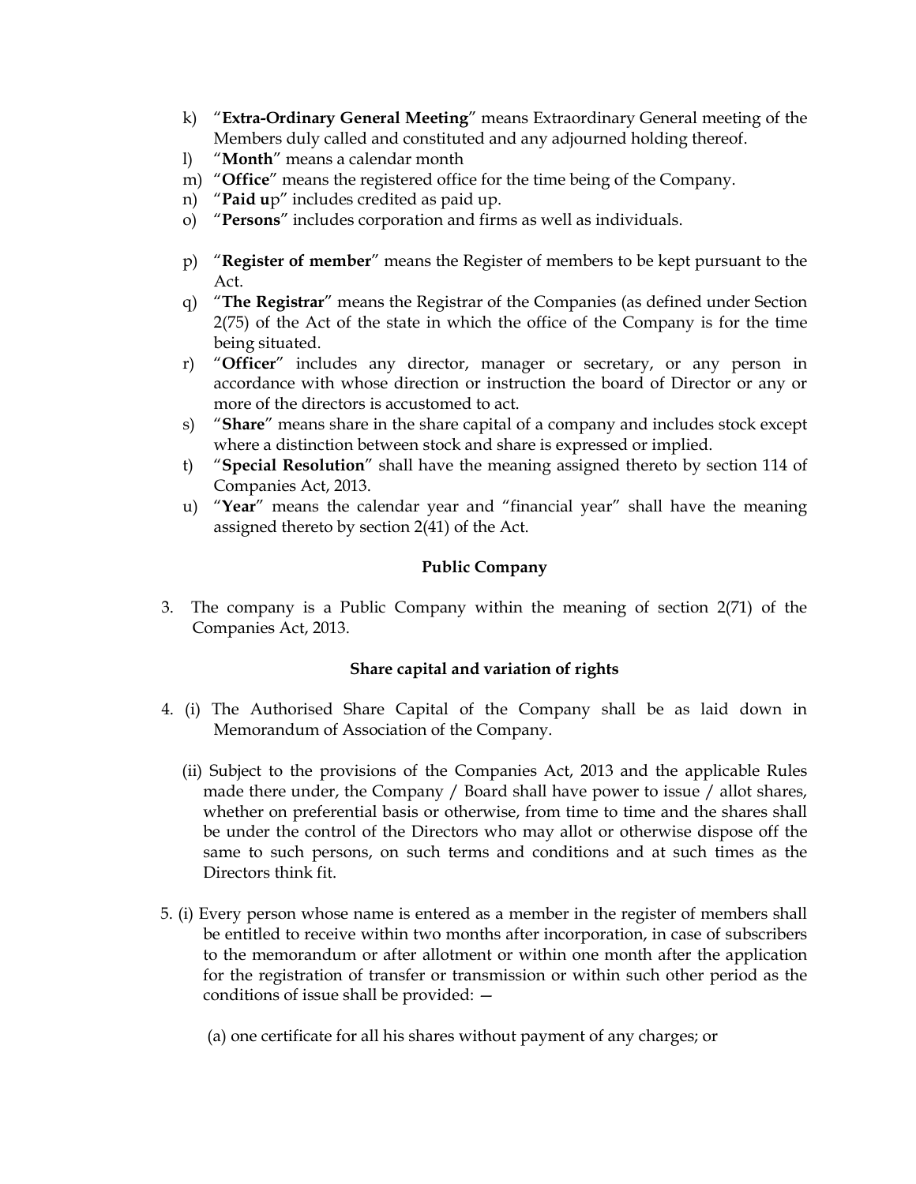k) "**Extra-Ordinary General Meeting**" means Extraordinary General meeting of the Members duly called and constituted and any adjourned holding thereof.

l) "**Month**" means a calendar month

m) "**Office**" means the registered office for the time being of the Company.

n) "**Paid u**p" includes credited as paid up.

o) "**Persons**" includes corporation and firms as well as individuals.

p) "**Register of member**" means the Register of members to be kept pursuant to the Act.

q) "**The Registrar**" means the Registrar of the Companies (as defined under Section 2(75) of the Act of the state in which the office of the Company is for the time being situated.

r) "**Officer**" includes any director, manager or secretary, or any person in accordance with whose direction or instruction the board of Director or any or more of the directors is accustomed to act.

s) "**Share**" means share in the share capital of a company and includes stock except where a distinction between stock and share is expressed or implied.

t) "**Special Resolution**" shall have the meaning assigned thereto by section 114 of Companies Act, 2013.

u) "**Year**" means the calendar year and "financial year" shall have the meaning assigned thereto by section 2(41) of the Act.

**Public Company**

3. The company is a Public Company within the meaning of section 2(71) of the Companies Act, 2013.

**Share capital and variation of rights**

4. (i) The Authorised Share Capital of the Company shall be as laid down in Memorandum of Association of the Company.

(ii) Subject to the provisions of the Companies Act, 2013 and the applicable Rules made there under, the Company / Board shall have power to issue / allot shares, whether on preferential basis or otherwise, from time to time and the shares shall be under the control of the Directors who may allot or otherwise dispose off the same to such persons, on such terms and conditions and at such times as the Directors think fit.

5. (i) Every person whose name is entered as a member in the register of members shall be entitled to receive within two months after incorporation, in case of subscribers to the memorandum or after allotment or within one month after the application for the registration of transfer or transmission or within such other period as the conditions of issue shall be provided: —

(a) one certificate for all his shares without payment of any charges; or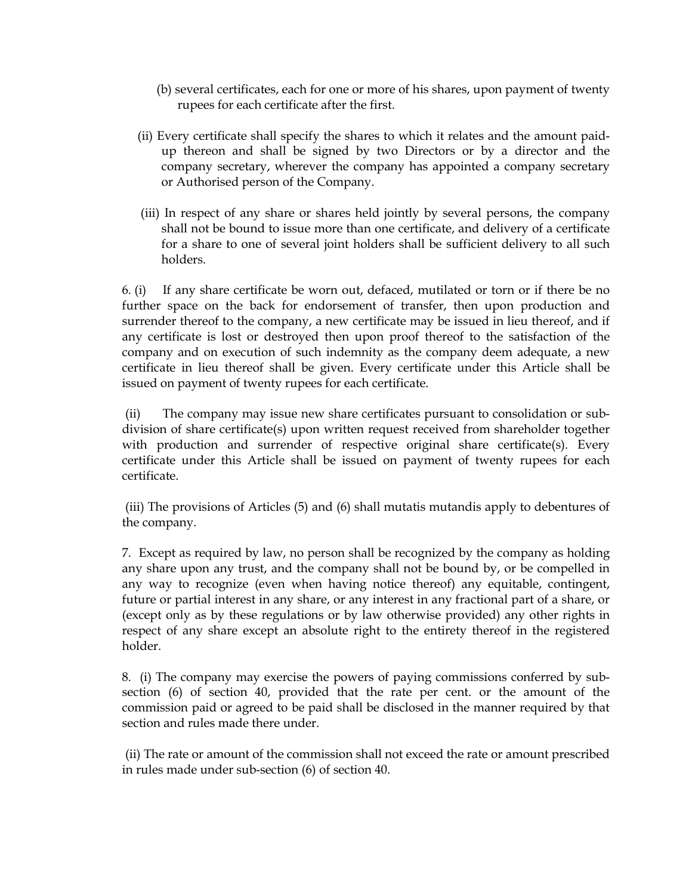(b) several certificates, each for one or more of his shares, upon payment of twenty rupees for each certificate after the first.

(ii) Every certificate shall specify the shares to which it relates and the amount paid-up thereon and shall be signed by two Directors or by a director and the company secretary, wherever the company has appointed a company secretary or Authorised person of the Company.

(iii) In respect of any share or shares held jointly by several persons, the company shall not be bound to issue more than one certificate, and delivery of a certificate for a share to one of several joint holders shall be sufficient delivery to all such holders.

6. (i) If any share certificate be worn out, defaced, mutilated or torn or if there be no further space on the back for endorsement of transfer, then upon production and surrender thereof to the company, a new certificate may be issued in lieu thereof, and if any certificate is lost or destroyed then upon proof thereof to the satisfaction of the company and on execution of such indemnity as the company deem adequate, a new certificate in lieu thereof shall be given. Every certificate under this Article shall be issued on payment of twenty rupees for each certificate.

(ii) The company may issue new share certificates pursuant to consolidation or sub-division of share certificate(s) upon written request received from shareholder together with production and surrender of respective original share certificate(s). Every certificate under this Article shall be issued on payment of twenty rupees for each certificate.

(iii) The provisions of Articles (5) and (6) shall mutatis mutandis apply to debentures of the company.

7. Except as required by law, no person shall be recognized by the company as holding any share upon any trust, and the company shall not be bound by, or be compelled in any way to recognize (even when having notice thereof) any equitable, contingent, future or partial interest in any share, or any interest in any fractional part of a share, or (except only as by these regulations or by law otherwise provided) any other rights in respect of any share except an absolute right to the entirety thereof in the registered holder.

8. (i) The company may exercise the powers of paying commissions conferred by sub-section (6) of section 40, provided that the rate per cent. or the amount of the commission paid or agreed to be paid shall be disclosed in the manner required by that section and rules made there under.

(ii) The rate or amount of the commission shall not exceed the rate or amount prescribed in rules made under sub-section (6) of section 40.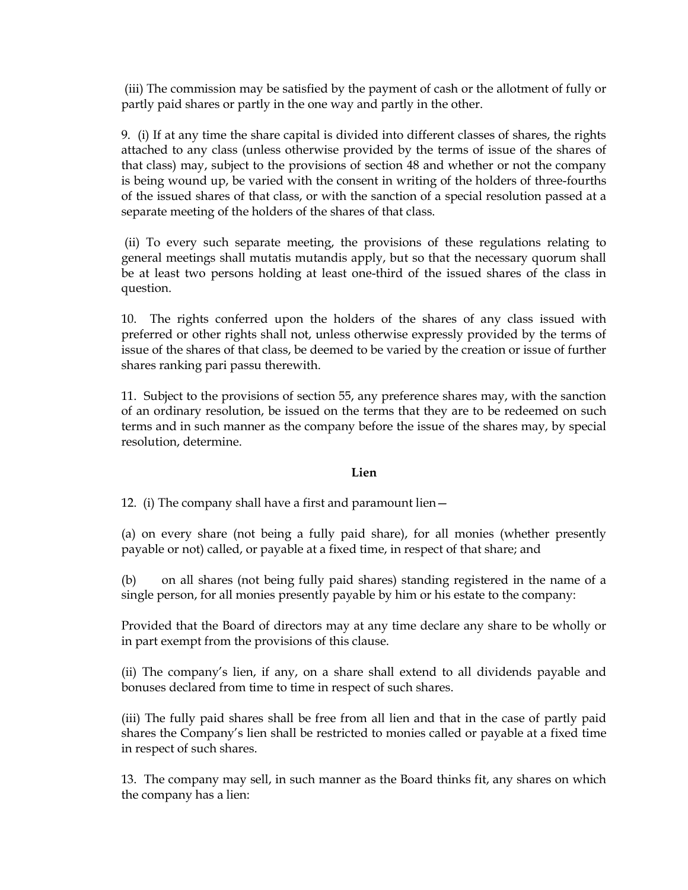(iii) The commission may be satisfied by the payment of cash or the allotment of fully or partly paid shares or partly in the one way and partly in the other.

9. (i) If at any time the share capital is divided into different classes of shares, the rights attached to any class (unless otherwise provided by the terms of issue of the shares of that class) may, subject to the provisions of section 48 and whether or not the company is being wound up, be varied with the consent in writing of the holders of three-fourths of the issued shares of that class, or with the sanction of a special resolution passed at a separate meeting of the holders of the shares of that class.

(ii) To every such separate meeting, the provisions of these regulations relating to general meetings shall mutatis mutandis apply, but so that the necessary quorum shall be at least two persons holding at least one-third of the issued shares of the class in question.

10. The rights conferred upon the holders of the shares of any class issued with preferred or other rights shall not, unless otherwise expressly provided by the terms of issue of the shares of that class, be deemed to be varied by the creation or issue of further shares ranking pari passu therewith.

11. Subject to the provisions of section 55, any preference shares may, with the sanction of an ordinary resolution, be issued on the terms that they are to be redeemed on such terms and in such manner as the company before the issue of the shares may, by special resolution, determine.

**Lien**

12. (i) The company shall have a first and paramount lien—

(a) on every share (not being a fully paid share), for all monies (whether presently payable or not) called, or payable at a fixed time, in respect of that share; and

(b) on all shares (not being fully paid shares) standing registered in the name of a single person, for all monies presently payable by him or his estate to the company:

Provided that the Board of directors may at any time declare any share to be wholly or in part exempt from the provisions of this clause.

(ii) The company's lien, if any, on a share shall extend to all dividends payable and bonuses declared from time to time in respect of such shares.

(iii) The fully paid shares shall be free from all lien and that in the case of partly paid shares the Company's lien shall be restricted to monies called or payable at a fixed time in respect of such shares.

13. The company may sell, in such manner as the Board thinks fit, any shares on which the company has a lien: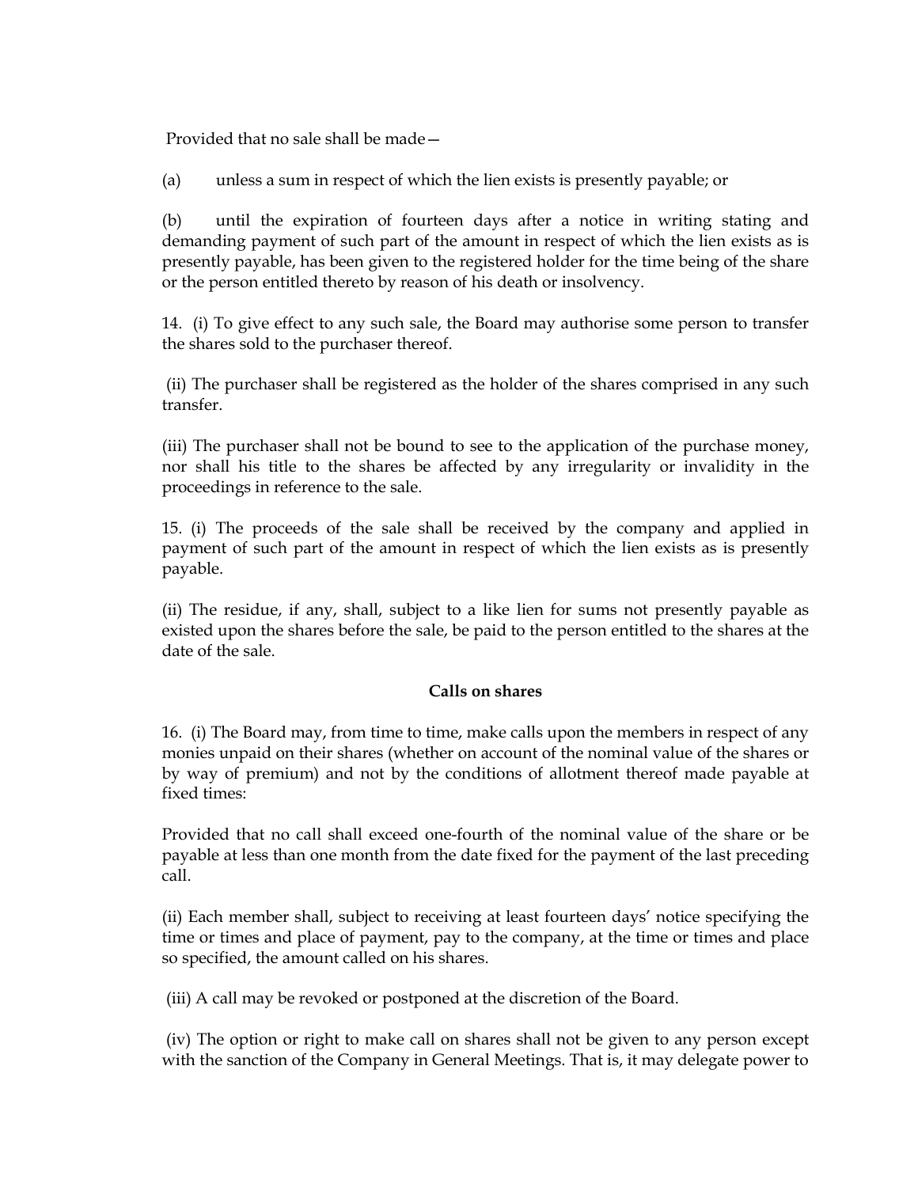Provided that no sale shall be made—

(a) unless a sum in respect of which the lien exists is presently payable; or

(b) until the expiration of fourteen days after a notice in writing stating and demanding payment of such part of the amount in respect of which the lien exists as is presently payable, has been given to the registered holder for the time being of the share or the person entitled thereto by reason of his death or insolvency.

14. (i) To give effect to any such sale, the Board may authorise some person to transfer the shares sold to the purchaser thereof.

(ii) The purchaser shall be registered as the holder of the shares comprised in any such transfer.

(iii) The purchaser shall not be bound to see to the application of the purchase money, nor shall his title to the shares be affected by any irregularity or invalidity in the proceedings in reference to the sale.

15. (i) The proceeds of the sale shall be received by the company and applied in payment of such part of the amount in respect of which the lien exists as is presently payable.

(ii) The residue, if any, shall, subject to a like lien for sums not presently payable as existed upon the shares before the sale, be paid to the person entitled to the shares at the date of the sale.

**Calls on shares**

16. (i) The Board may, from time to time, make calls upon the members in respect of any monies unpaid on their shares (whether on account of the nominal value of the shares or by way of premium) and not by the conditions of allotment thereof made payable at fixed times:

Provided that no call shall exceed one-fourth of the nominal value of the share or be payable at less than one month from the date fixed for the payment of the last preceding call.

(ii) Each member shall, subject to receiving at least fourteen days' notice specifying the time or times and place of payment, pay to the company, at the time or times and place so specified, the amount called on his shares.

(iii) A call may be revoked or postponed at the discretion of the Board.

(iv) The option or right to make call on shares shall not be given to any person except with the sanction of the Company in General Meetings. That is, it may delegate power to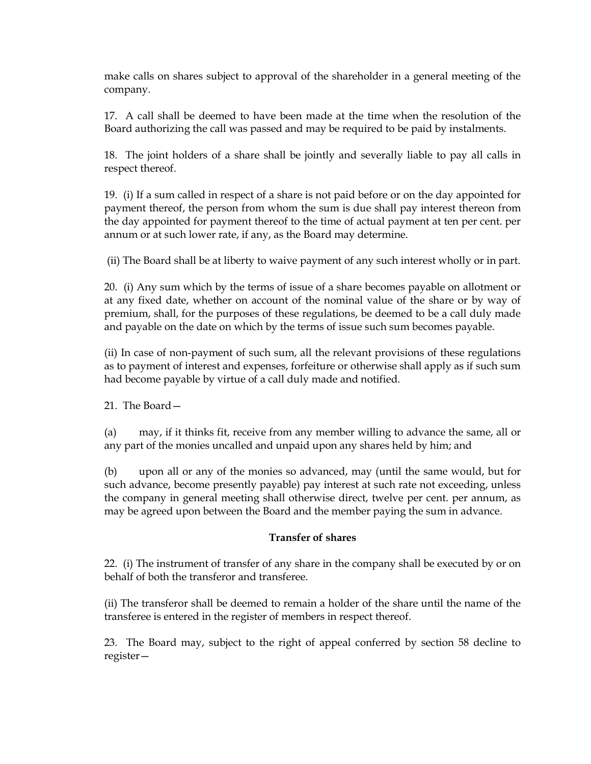make calls on shares subject to approval of the shareholder in a general meeting of the company.

17. A call shall be deemed to have been made at the time when the resolution of the Board authorizing the call was passed and may be required to be paid by instalments.

18. The joint holders of a share shall be jointly and severally liable to pay all calls in respect thereof.

19. (i) If a sum called in respect of a share is not paid before or on the day appointed for payment thereof, the person from whom the sum is due shall pay interest thereon from the day appointed for payment thereof to the time of actual payment at ten per cent. per annum or at such lower rate, if any, as the Board may determine.

(ii) The Board shall be at liberty to waive payment of any such interest wholly or in part.

20. (i) Any sum which by the terms of issue of a share becomes payable on allotment or at any fixed date, whether on account of the nominal value of the share or by way of premium, shall, for the purposes of these regulations, be deemed to be a call duly made and payable on the date on which by the terms of issue such sum becomes payable.

(ii) In case of non-payment of such sum, all the relevant provisions of these regulations as to payment of interest and expenses, forfeiture or otherwise shall apply as if such sum had become payable by virtue of a call duly made and notified.

21. The Board—

(a) may, if it thinks fit, receive from any member willing to advance the same, all or any part of the monies uncalled and unpaid upon any shares held by him; and

(b) upon all or any of the monies so advanced, may (until the same would, but for such advance, become presently payable) pay interest at such rate not exceeding, unless the company in general meeting shall otherwise direct, twelve per cent. per annum, as may be agreed upon between the Board and the member paying the sum in advance.

**Transfer of shares**

22. (i) The instrument of transfer of any share in the company shall be executed by or on behalf of both the transferor and transferee.

(ii) The transferor shall be deemed to remain a holder of the share until the name of the transferee is entered in the register of members in respect thereof.

23. The Board may, subject to the right of appeal conferred by section 58 decline to register—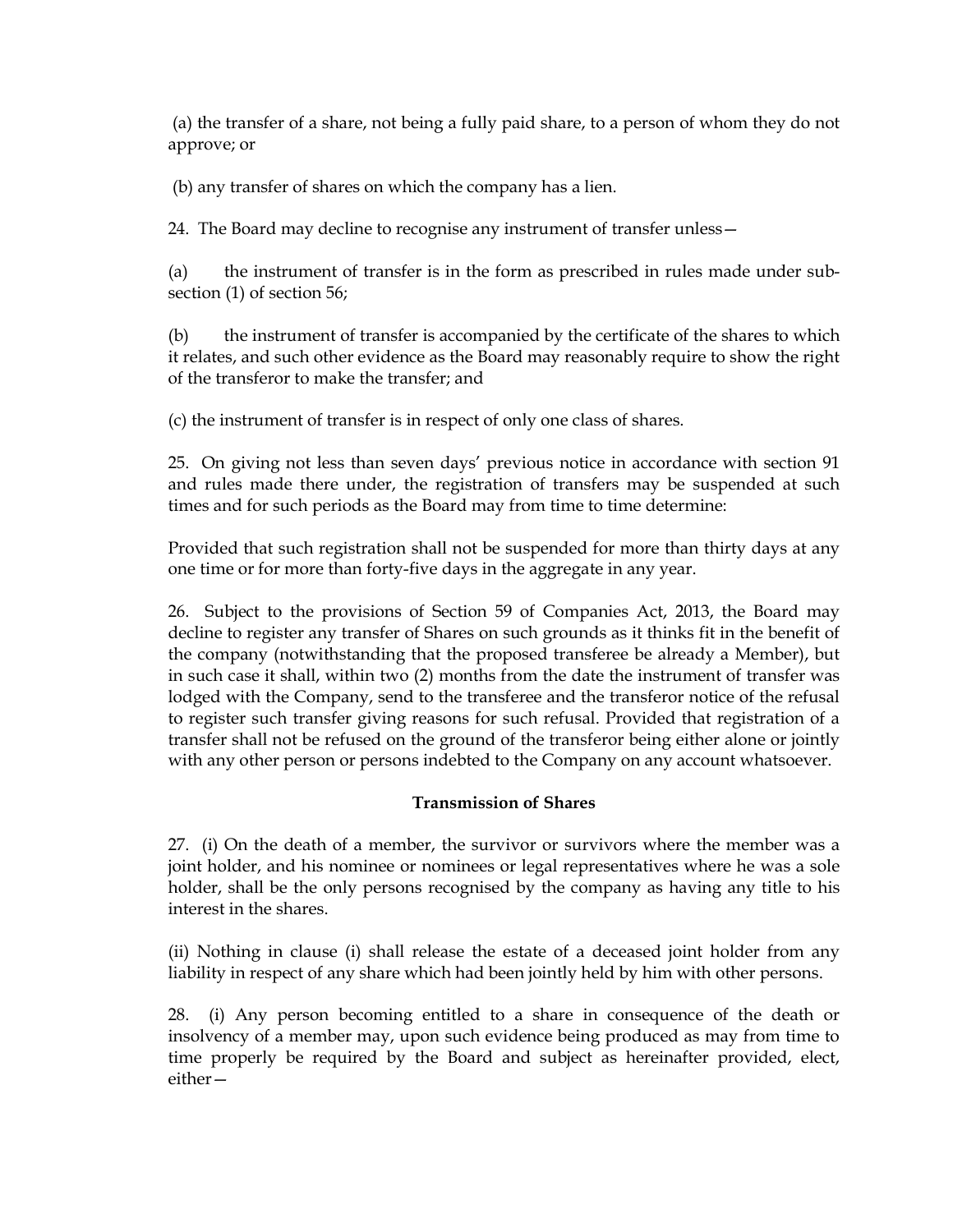(a) the transfer of a share, not being a fully paid share, to a person of whom they do not approve; or

(b) any transfer of shares on which the company has a lien.

24. The Board may decline to recognise any instrument of transfer unless—

(a) the instrument of transfer is in the form as prescribed in rules made under sub-section (1) of section 56;

(b) the instrument of transfer is accompanied by the certificate of the shares to which it relates, and such other evidence as the Board may reasonably require to show the right of the transferor to make the transfer; and

(c) the instrument of transfer is in respect of only one class of shares.

25. On giving not less than seven days' previous notice in accordance with section 91 and rules made there under, the registration of transfers may be suspended at such times and for such periods as the Board may from time to time determine:

Provided that such registration shall not be suspended for more than thirty days at any one time or for more than forty-five days in the aggregate in any year.

26. Subject to the provisions of Section 59 of Companies Act, 2013, the Board may decline to register any transfer of Shares on such grounds as it thinks fit in the benefit of the company (notwithstanding that the proposed transferee be already a Member), but in such case it shall, within two (2) months from the date the instrument of transfer was lodged with the Company, send to the transferee and the transferor notice of the refusal to register such transfer giving reasons for such refusal. Provided that registration of a transfer shall not be refused on the ground of the transferor being either alone or jointly with any other person or persons indebted to the Company on any account whatsoever.

**Transmission of Shares**

27. (i) On the death of a member, the survivor or survivors where the member was a joint holder, and his nominee or nominees or legal representatives where he was a sole holder, shall be the only persons recognised by the company as having any title to his interest in the shares.

(ii) Nothing in clause (i) shall release the estate of a deceased joint holder from any liability in respect of any share which had been jointly held by him with other persons.

28. (i) Any person becoming entitled to a share in consequence of the death or insolvency of a member may, upon such evidence being produced as may from time to time properly be required by the Board and subject as hereinafter provided, elect, either—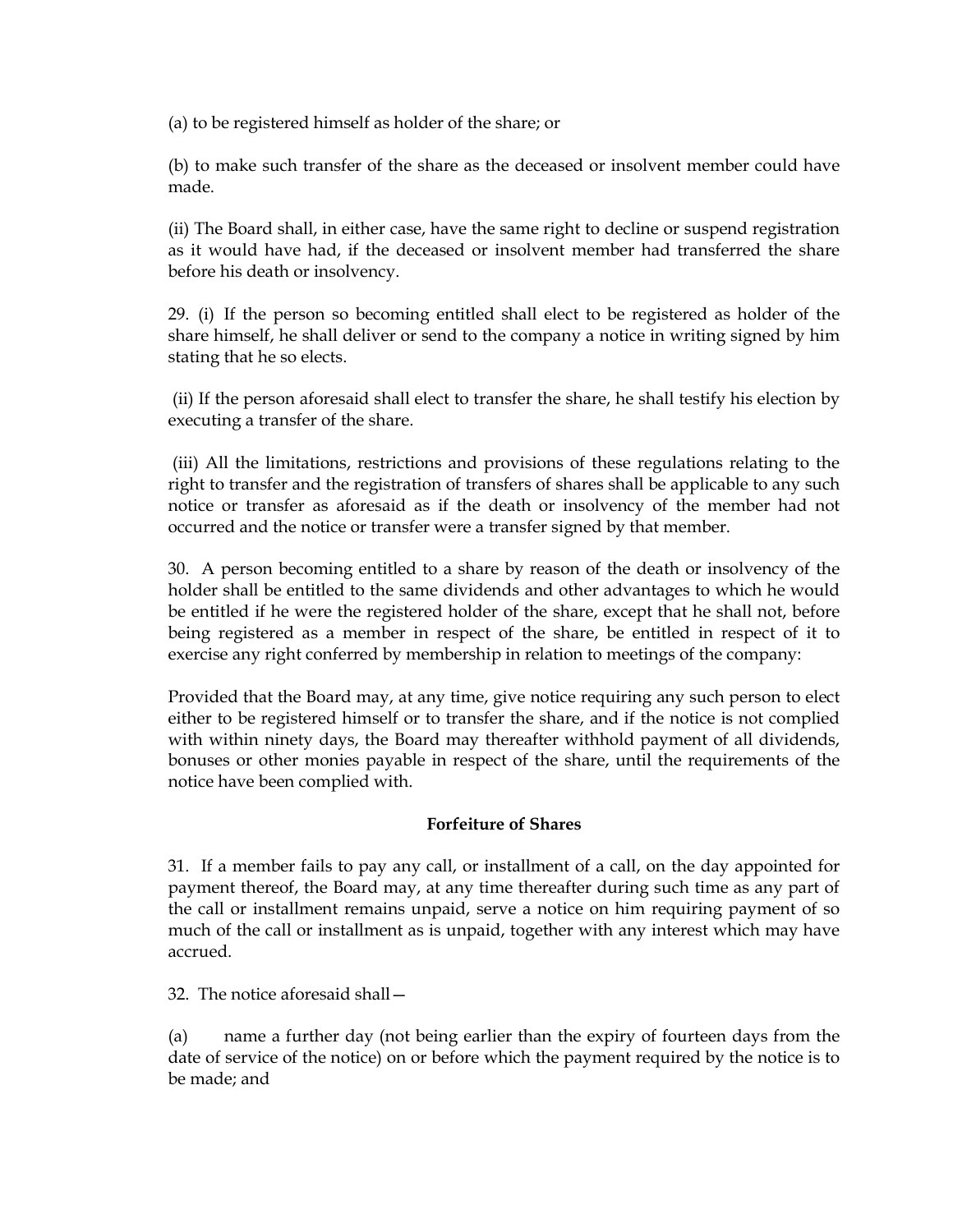(a) to be registered himself as holder of the share; or

(b) to make such transfer of the share as the deceased or insolvent member could have made.

(ii) The Board shall, in either case, have the same right to decline or suspend registration as it would have had, if the deceased or insolvent member had transferred the share before his death or insolvency.

29. (i) If the person so becoming entitled shall elect to be registered as holder of the share himself, he shall deliver or send to the company a notice in writing signed by him stating that he so elects.

(ii) If the person aforesaid shall elect to transfer the share, he shall testify his election by executing a transfer of the share.

(iii) All the limitations, restrictions and provisions of these regulations relating to the right to transfer and the registration of transfers of shares shall be applicable to any such notice or transfer as aforesaid as if the death or insolvency of the member had not occurred and the notice or transfer were a transfer signed by that member.

30. A person becoming entitled to a share by reason of the death or insolvency of the holder shall be entitled to the same dividends and other advantages to which he would be entitled if he were the registered holder of the share, except that he shall not, before being registered as a member in respect of the share, be entitled in respect of it to exercise any right conferred by membership in relation to meetings of the company:

Provided that the Board may, at any time, give notice requiring any such person to elect either to be registered himself or to transfer the share, and if the notice is not complied with within ninety days, the Board may thereafter withhold payment of all dividends, bonuses or other monies payable in respect of the share, until the requirements of the notice have been complied with.

**Forfeiture of Shares**

31. If a member fails to pay any call, or installment of a call, on the day appointed for payment thereof, the Board may, at any time thereafter during such time as any part of the call or installment remains unpaid, serve a notice on him requiring payment of so much of the call or installment as is unpaid, together with any interest which may have accrued.

32. The notice aforesaid shall—

(a) name a further day (not being earlier than the expiry of fourteen days from the date of service of the notice) on or before which the payment required by the notice is to be made; and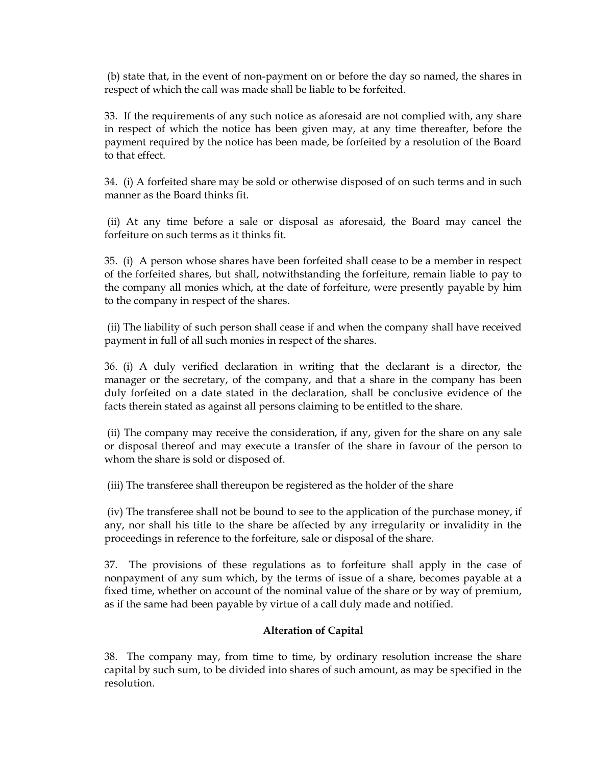(b) state that, in the event of non-payment on or before the day so named, the shares in respect of which the call was made shall be liable to be forfeited.

33. If the requirements of any such notice as aforesaid are not complied with, any share in respect of which the notice has been given may, at any time thereafter, before the payment required by the notice has been made, be forfeited by a resolution of the Board to that effect.

34. (i) A forfeited share may be sold or otherwise disposed of on such terms and in such manner as the Board thinks fit.

(ii) At any time before a sale or disposal as aforesaid, the Board may cancel the forfeiture on such terms as it thinks fit.

35. (i) A person whose shares have been forfeited shall cease to be a member in respect of the forfeited shares, but shall, notwithstanding the forfeiture, remain liable to pay to the company all monies which, at the date of forfeiture, were presently payable by him to the company in respect of the shares.

(ii) The liability of such person shall cease if and when the company shall have received payment in full of all such monies in respect of the shares.

36. (i) A duly verified declaration in writing that the declarant is a director, the manager or the secretary, of the company, and that a share in the company has been duly forfeited on a date stated in the declaration, shall be conclusive evidence of the facts therein stated as against all persons claiming to be entitled to the share.

(ii) The company may receive the consideration, if any, given for the share on any sale or disposal thereof and may execute a transfer of the share in favour of the person to whom the share is sold or disposed of.

(iii) The transferee shall thereupon be registered as the holder of the share

(iv) The transferee shall not be bound to see to the application of the purchase money, if any, nor shall his title to the share be affected by any irregularity or invalidity in the proceedings in reference to the forfeiture, sale or disposal of the share.

37. The provisions of these regulations as to forfeiture shall apply in the case of nonpayment of any sum which, by the terms of issue of a share, becomes payable at a fixed time, whether on account of the nominal value of the share or by way of premium, as if the same had been payable by virtue of a call duly made and notified.

**Alteration of Capital**

38. The company may, from time to time, by ordinary resolution increase the share capital by such sum, to be divided into shares of such amount, as may be specified in the resolution.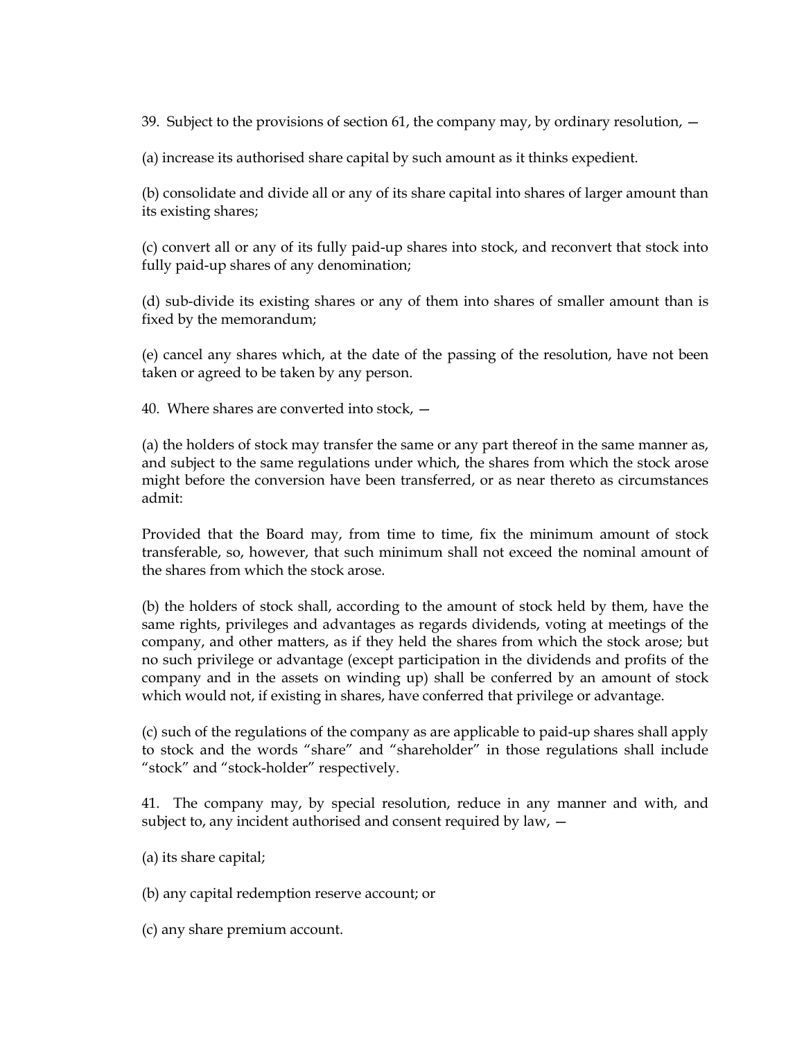39. Subject to the provisions of section 61, the company may, by ordinary resolution, —

(a) increase its authorised share capital by such amount as it thinks expedient.

(b) consolidate and divide all or any of its share capital into shares of larger amount than its existing shares;

(c) convert all or any of its fully paid-up shares into stock, and reconvert that stock into fully paid-up shares of any denomination;

(d) sub-divide its existing shares or any of them into shares of smaller amount than is fixed by the memorandum;

(e) cancel any shares which, at the date of the passing of the resolution, have not been taken or agreed to be taken by any person.

40. Where shares are converted into stock, —

(a) the holders of stock may transfer the same or any part thereof in the same manner as, and subject to the same regulations under which, the shares from which the stock arose might before the conversion have been transferred, or as near thereto as circumstances admit:

Provided that the Board may, from time to time, fix the minimum amount of stock transferable, so, however, that such minimum shall not exceed the nominal amount of the shares from which the stock arose.

(b) the holders of stock shall, according to the amount of stock held by them, have the same rights, privileges and advantages as regards dividends, voting at meetings of the company, and other matters, as if they held the shares from which the stock arose; but no such privilege or advantage (except participation in the dividends and profits of the company and in the assets on winding up) shall be conferred by an amount of stock which would not, if existing in shares, have conferred that privilege or advantage.

(c) such of the regulations of the company as are applicable to paid-up shares shall apply to stock and the words "share" and "shareholder" in those regulations shall include "stock" and "stock-holder" respectively.

41. The company may, by special resolution, reduce in any manner and with, and subject to, any incident authorised and consent required by law, —

(a) its share capital;

(b) any capital redemption reserve account; or

(c) any share premium account.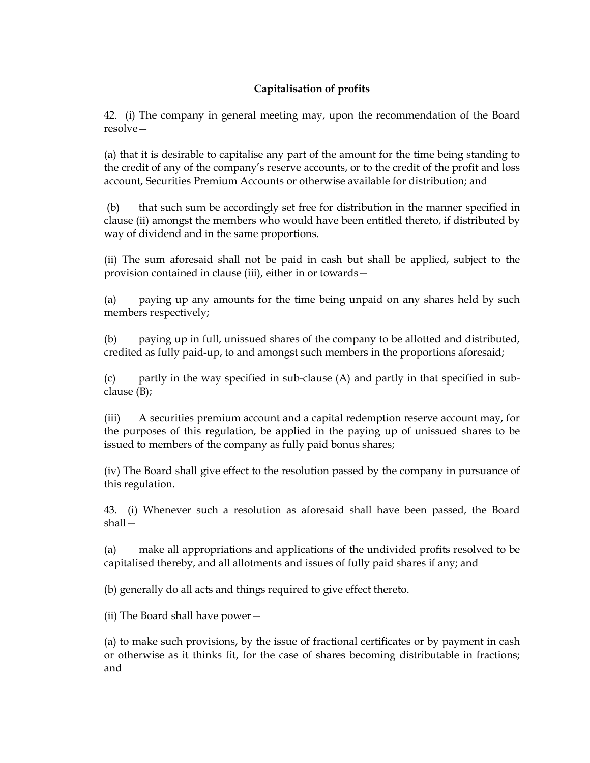**Capitalisation of profits**

42. (i) The company in general meeting may, upon the recommendation of the Board resolve—

(a) that it is desirable to capitalise any part of the amount for the time being standing to the credit of any of the company's reserve accounts, or to the credit of the profit and loss account, Securities Premium Accounts or otherwise available for distribution; and

(b) that such sum be accordingly set free for distribution in the manner specified in clause (ii) amongst the members who would have been entitled thereto, if distributed by way of dividend and in the same proportions.

(ii) The sum aforesaid shall not be paid in cash but shall be applied, subject to the provision contained in clause (iii), either in or towards—

(a) paying up any amounts for the time being unpaid on any shares held by such members respectively;

(b) paying up in full, unissued shares of the company to be allotted and distributed, credited as fully paid-up, to and amongst such members in the proportions aforesaid;

(c) partly in the way specified in sub-clause (A) and partly in that specified in sub-clause (B);

(iii) A securities premium account and a capital redemption reserve account may, for the purposes of this regulation, be applied in the paying up of unissued shares to be issued to members of the company as fully paid bonus shares;

(iv) The Board shall give effect to the resolution passed by the company in pursuance of this regulation.

43. (i) Whenever such a resolution as aforesaid shall have been passed, the Board shall—

(a) make all appropriations and applications of the undivided profits resolved to be capitalised thereby, and all allotments and issues of fully paid shares if any; and

(b) generally do all acts and things required to give effect thereto.

(ii) The Board shall have power—

(a) to make such provisions, by the issue of fractional certificates or by payment in cash or otherwise as it thinks fit, for the case of shares becoming distributable in fractions; and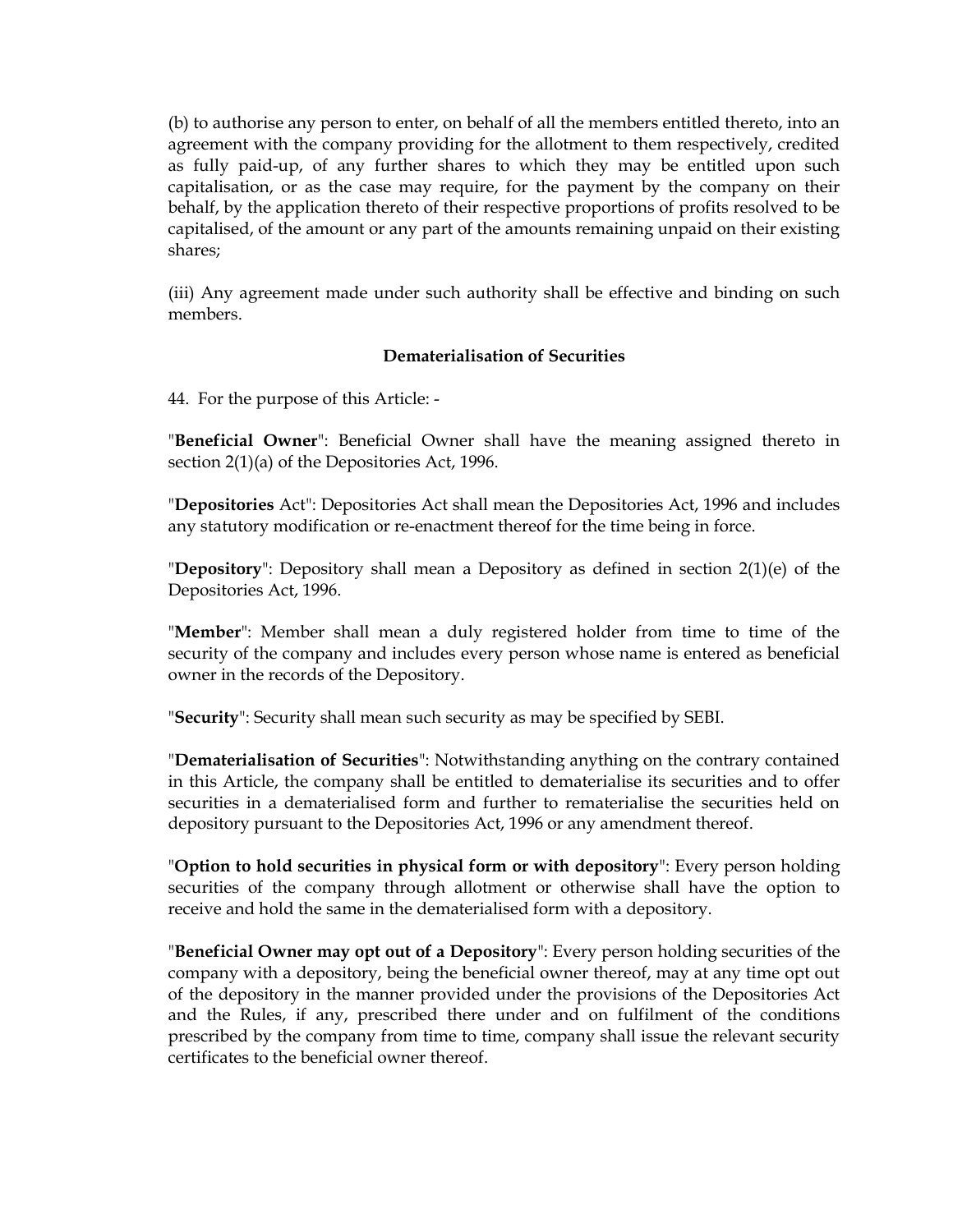(b) to authorise any person to enter, on behalf of all the members entitled thereto, into an agreement with the company providing for the allotment to them respectively, credited as fully paid-up, of any further shares to which they may be entitled upon such capitalisation, or as the case may require, for the payment by the company on their behalf, by the application thereto of their respective proportions of profits resolved to be capitalised, of the amount or any part of the amounts remaining unpaid on their existing shares;

(iii) Any agreement made under such authority shall be effective and binding on such members.

### Dematerialisation of Securities

44. For the purpose of this Article: -

"**Beneficial Owner**": Beneficial Owner shall have the meaning assigned thereto in section 2(1)(a) of the Depositories Act, 1996.

"**Depositories** Act": Depositories Act shall mean the Depositories Act, 1996 and includes any statutory modification or re-enactment thereof for the time being in force.

"**Depository**": Depository shall mean a Depository as defined in section 2(1)(e) of the Depositories Act, 1996.

"**Member**": Member shall mean a duly registered holder from time to time of the security of the company and includes every person whose name is entered as beneficial owner in the records of the Depository.

"**Security**": Security shall mean such security as may be specified by SEBI.

"**Dematerialisation of Securities**": Notwithstanding anything on the contrary contained in this Article, the company shall be entitled to dematerialise its securities and to offer securities in a dematerialised form and further to rematerialise the securities held on depository pursuant to the Depositories Act, 1996 or any amendment thereof.

"**Option to hold securities in physical form or with depository**": Every person holding securities of the company through allotment or otherwise shall have the option to receive and hold the same in the dematerialised form with a depository.

"**Beneficial Owner may opt out of a Depository**": Every person holding securities of the company with a depository, being the beneficial owner thereof, may at any time opt out of the depository in the manner provided under the provisions of the Depositories Act and the Rules, if any, prescribed there under and on fulfilment of the conditions prescribed by the company from time to time, company shall issue the relevant security certificates to the beneficial owner thereof.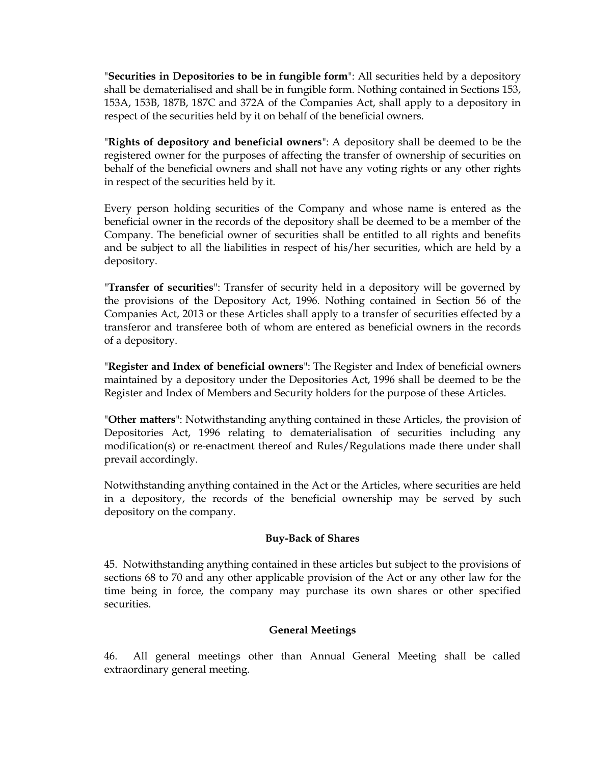"**Securities in Depositories to be in fungible form**": All securities held by a depository shall be dematerialised and shall be in fungible form. Nothing contained in Sections 153, 153A, 153B, 187B, 187C and 372A of the Companies Act, shall apply to a depository in respect of the securities held by it on behalf of the beneficial owners.

"**Rights of depository and beneficial owners**": A depository shall be deemed to be the registered owner for the purposes of affecting the transfer of ownership of securities on behalf of the beneficial owners and shall not have any voting rights or any other rights in respect of the securities held by it.

Every person holding securities of the Company and whose name is entered as the beneficial owner in the records of the depository shall be deemed to be a member of the Company. The beneficial owner of securities shall be entitled to all rights and benefits and be subject to all the liabilities in respect of his/her securities, which are held by a depository.

"**Transfer of securities**": Transfer of security held in a depository will be governed by the provisions of the Depository Act, 1996. Nothing contained in Section 56 of the Companies Act, 2013 or these Articles shall apply to a transfer of securities effected by a transferor and transferee both of whom are entered as beneficial owners in the records of a depository.

"**Register and Index of beneficial owners**": The Register and Index of beneficial owners maintained by a depository under the Depositories Act, 1996 shall be deemed to be the Register and Index of Members and Security holders for the purpose of these Articles.

"**Other matters**": Notwithstanding anything contained in these Articles, the provision of Depositories Act, 1996 relating to dematerialisation of securities including any modification(s) or re-enactment thereof and Rules/Regulations made there under shall prevail accordingly.

Notwithstanding anything contained in the Act or the Articles, where securities are held in a depository, the records of the beneficial ownership may be served by such depository on the company.

### Buy-Back of Shares

45. Notwithstanding anything contained in these articles but subject to the provisions of sections 68 to 70 and any other applicable provision of the Act or any other law for the time being in force, the company may purchase its own shares or other specified securities.

### General Meetings

46. All general meetings other than Annual General Meeting shall be called extraordinary general meeting.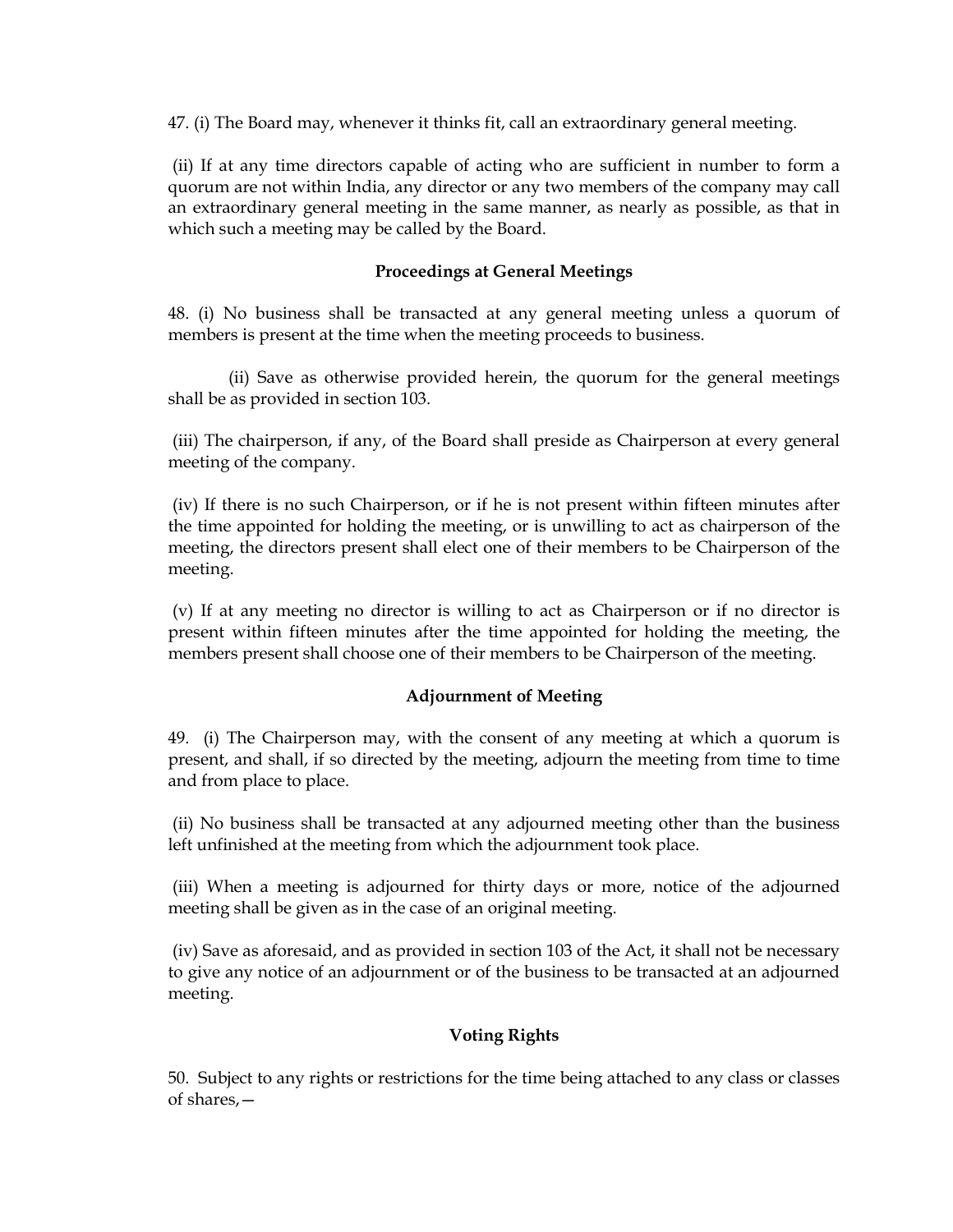47. (i) The Board may, whenever it thinks fit, call an extraordinary general meeting.

(ii) If at any time directors capable of acting who are sufficient in number to form a quorum are not within India, any director or any two members of the company may call an extraordinary general meeting in the same manner, as nearly as possible, as that in which such a meeting may be called by the Board.

### Proceedings at General Meetings

48. (i) No business shall be transacted at any general meeting unless a quorum of members is present at the time when the meeting proceeds to business.

(ii) Save as otherwise provided herein, the quorum for the general meetings shall be as provided in section 103.

(iii) The chairperson, if any, of the Board shall preside as Chairperson at every general meeting of the company.

(iv) If there is no such Chairperson, or if he is not present within fifteen minutes after the time appointed for holding the meeting, or is unwilling to act as chairperson of the meeting, the directors present shall elect one of their members to be Chairperson of the meeting.

(v) If at any meeting no director is willing to act as Chairperson or if no director is present within fifteen minutes after the time appointed for holding the meeting, the members present shall choose one of their members to be Chairperson of the meeting.

### Adjournment of Meeting

49. (i) The Chairperson may, with the consent of any meeting at which a quorum is present, and shall, if so directed by the meeting, adjourn the meeting from time to time and from place to place.

(ii) No business shall be transacted at any adjourned meeting other than the business left unfinished at the meeting from which the adjournment took place.

(iii) When a meeting is adjourned for thirty days or more, notice of the adjourned meeting shall be given as in the case of an original meeting.

(iv) Save as aforesaid, and as provided in section 103 of the Act, it shall not be necessary to give any notice of an adjournment or of the business to be transacted at an adjourned meeting.

### Voting Rights

50. Subject to any rights or restrictions for the time being attached to any class or classes of shares,—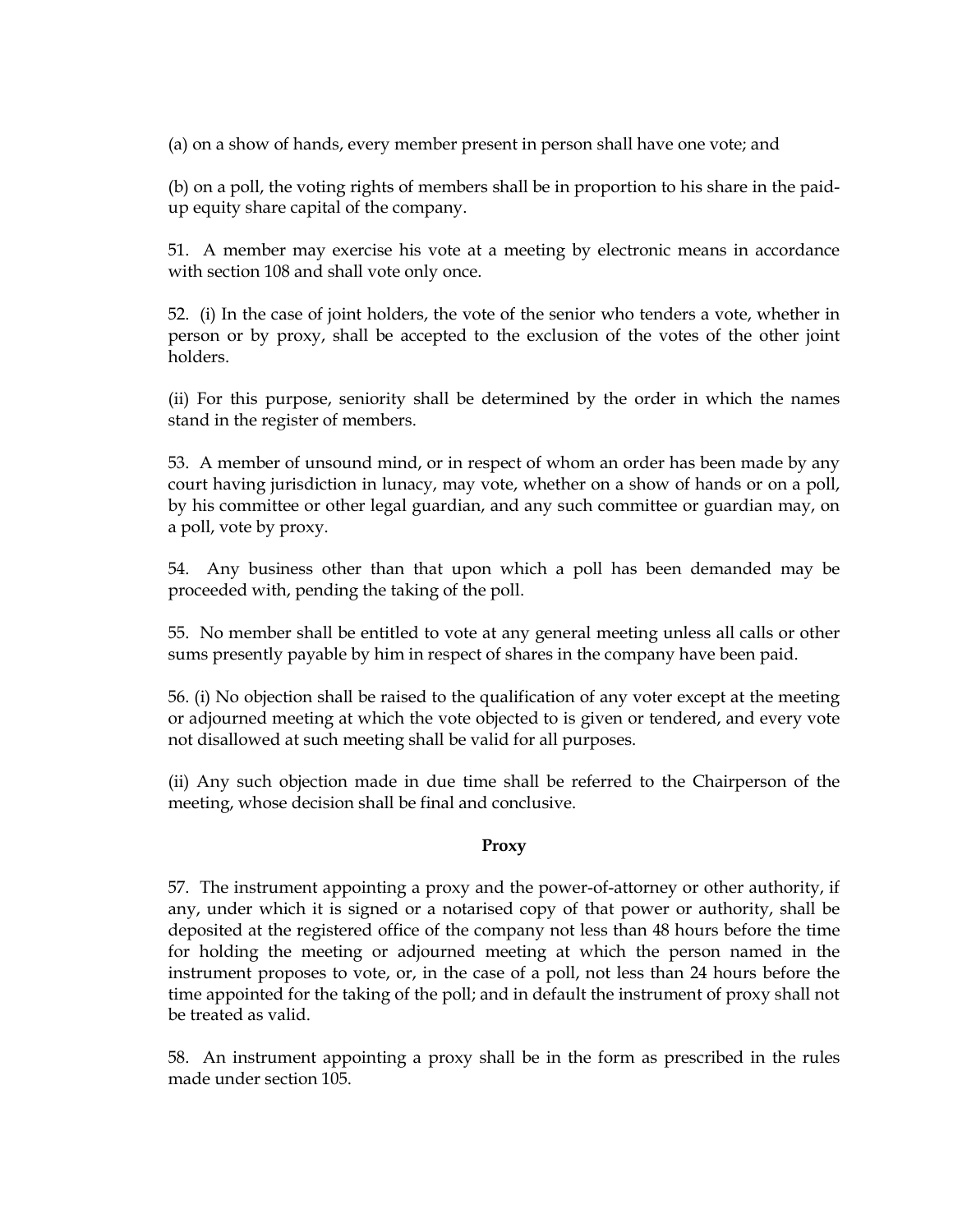(a) on a show of hands, every member present in person shall have one vote; and

(b) on a poll, the voting rights of members shall be in proportion to his share in the paid-up equity share capital of the company.

51. A member may exercise his vote at a meeting by electronic means in accordance with section 108 and shall vote only once.

52. (i) In the case of joint holders, the vote of the senior who tenders a vote, whether in person or by proxy, shall be accepted to the exclusion of the votes of the other joint holders.

(ii) For this purpose, seniority shall be determined by the order in which the names stand in the register of members.

53. A member of unsound mind, or in respect of whom an order has been made by any court having jurisdiction in lunacy, may vote, whether on a show of hands or on a poll, by his committee or other legal guardian, and any such committee or guardian may, on a poll, vote by proxy.

54. Any business other than that upon which a poll has been demanded may be proceeded with, pending the taking of the poll.

55. No member shall be entitled to vote at any general meeting unless all calls or other sums presently payable by him in respect of shares in the company have been paid.

56. (i) No objection shall be raised to the qualification of any voter except at the meeting or adjourned meeting at which the vote objected to is given or tendered, and every vote not disallowed at such meeting shall be valid for all purposes.

(ii) Any such objection made in due time shall be referred to the Chairperson of the meeting, whose decision shall be final and conclusive.

**Proxy**

57. The instrument appointing a proxy and the power-of-attorney or other authority, if any, under which it is signed or a notarised copy of that power or authority, shall be deposited at the registered office of the company not less than 48 hours before the time for holding the meeting or adjourned meeting at which the person named in the instrument proposes to vote, or, in the case of a poll, not less than 24 hours before the time appointed for the taking of the poll; and in default the instrument of proxy shall not be treated as valid.

58. An instrument appointing a proxy shall be in the form as prescribed in the rules made under section 105.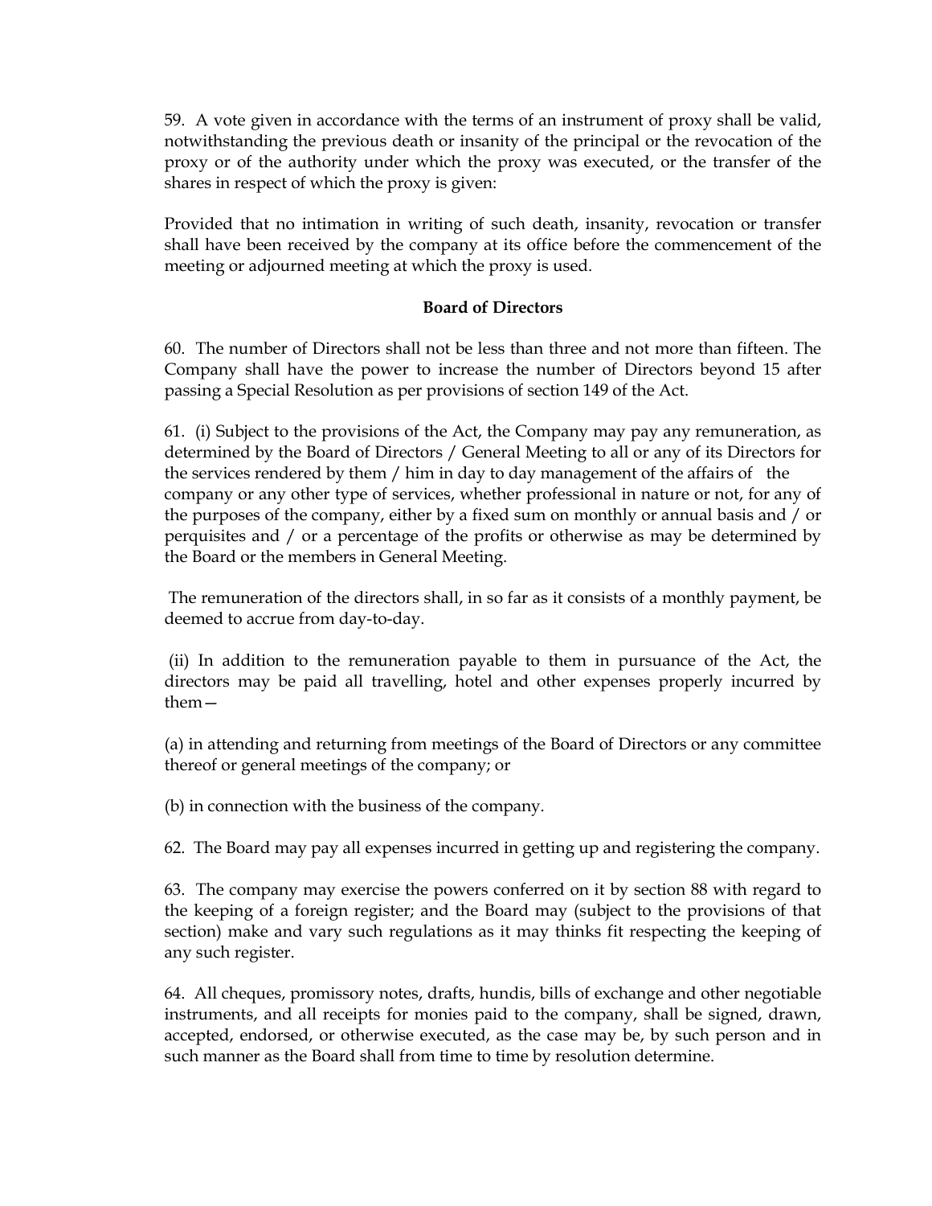59. A vote given in accordance with the terms of an instrument of proxy shall be valid, notwithstanding the previous death or insanity of the principal or the revocation of the proxy or of the authority under which the proxy was executed, or the transfer of the shares in respect of which the proxy is given:

Provided that no intimation in writing of such death, insanity, revocation or transfer shall have been received by the company at its office before the commencement of the meeting or adjourned meeting at which the proxy is used.

**Board of Directors**

60. The number of Directors shall not be less than three and not more than fifteen. The Company shall have the power to increase the number of Directors beyond 15 after passing a Special Resolution as per provisions of section 149 of the Act.

61. (i) Subject to the provisions of the Act, the Company may pay any remuneration, as determined by the Board of Directors / General Meeting to all or any of its Directors for the services rendered by them / him in day to day management of the affairs of the company or any other type of services, whether professional in nature or not, for any of the purposes of the company, either by a fixed sum on monthly or annual basis and / or perquisites and / or a percentage of the profits or otherwise as may be determined by the Board or the members in General Meeting.

The remuneration of the directors shall, in so far as it consists of a monthly payment, be deemed to accrue from day-to-day.

(ii) In addition to the remuneration payable to them in pursuance of the Act, the directors may be paid all travelling, hotel and other expenses properly incurred by them—

(a) in attending and returning from meetings of the Board of Directors or any committee thereof or general meetings of the company; or

(b) in connection with the business of the company.

62. The Board may pay all expenses incurred in getting up and registering the company.

63. The company may exercise the powers conferred on it by section 88 with regard to the keeping of a foreign register; and the Board may (subject to the provisions of that section) make and vary such regulations as it may thinks fit respecting the keeping of any such register.

64. All cheques, promissory notes, drafts, hundis, bills of exchange and other negotiable instruments, and all receipts for monies paid to the company, shall be signed, drawn, accepted, endorsed, or otherwise executed, as the case may be, by such person and in such manner as the Board shall from time to time by resolution determine.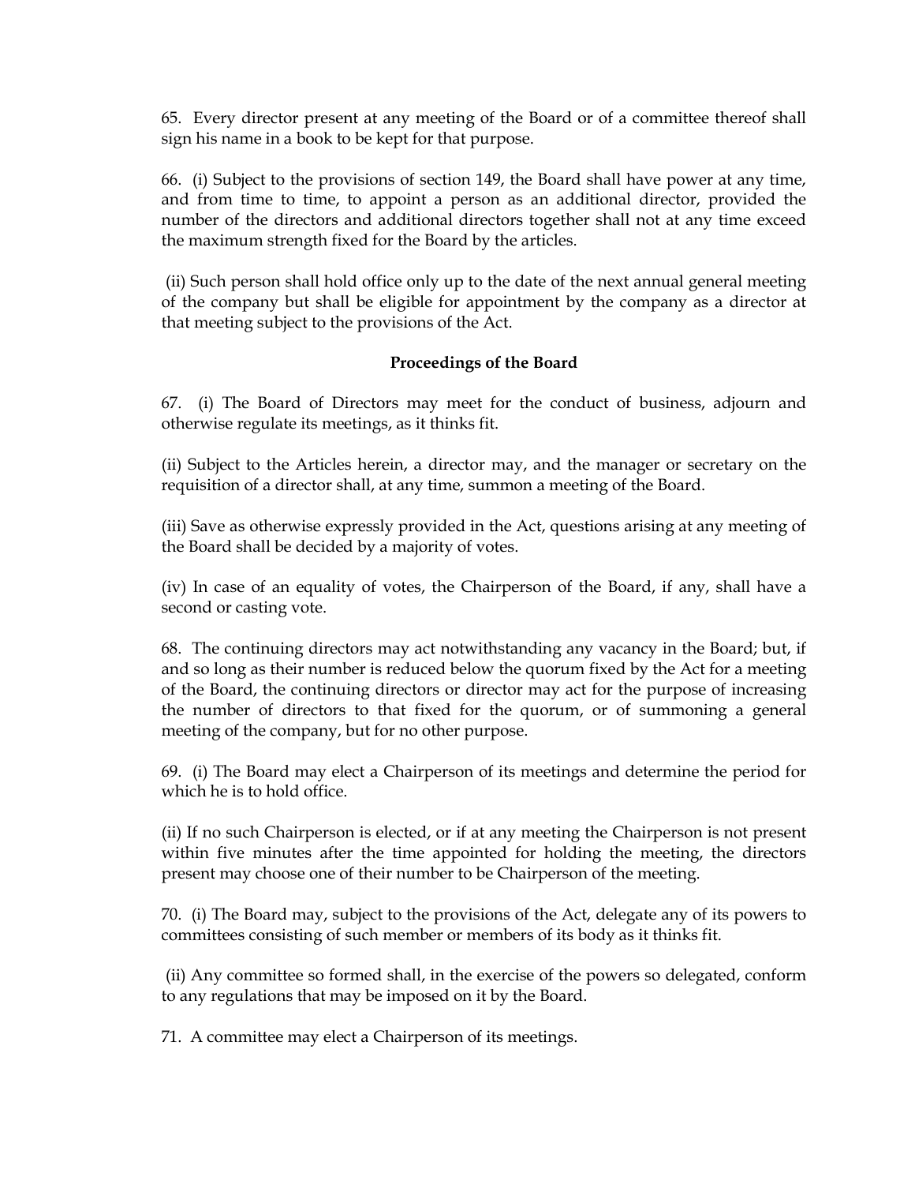65. Every director present at any meeting of the Board or of a committee thereof shall sign his name in a book to be kept for that purpose.

66. (i) Subject to the provisions of section 149, the Board shall have power at any time, and from time to time, to appoint a person as an additional director, provided the number of the directors and additional directors together shall not at any time exceed the maximum strength fixed for the Board by the articles.

(ii) Such person shall hold office only up to the date of the next annual general meeting of the company but shall be eligible for appointment by the company as a director at that meeting subject to the provisions of the Act.

**Proceedings of the Board**

67. (i) The Board of Directors may meet for the conduct of business, adjourn and otherwise regulate its meetings, as it thinks fit.

(ii) Subject to the Articles herein, a director may, and the manager or secretary on the requisition of a director shall, at any time, summon a meeting of the Board.

(iii) Save as otherwise expressly provided in the Act, questions arising at any meeting of the Board shall be decided by a majority of votes.

(iv) In case of an equality of votes, the Chairperson of the Board, if any, shall have a second or casting vote.

68. The continuing directors may act notwithstanding any vacancy in the Board; but, if and so long as their number is reduced below the quorum fixed by the Act for a meeting of the Board, the continuing directors or director may act for the purpose of increasing the number of directors to that fixed for the quorum, or of summoning a general meeting of the company, but for no other purpose.

69. (i) The Board may elect a Chairperson of its meetings and determine the period for which he is to hold office.

(ii) If no such Chairperson is elected, or if at any meeting the Chairperson is not present within five minutes after the time appointed for holding the meeting, the directors present may choose one of their number to be Chairperson of the meeting.

70. (i) The Board may, subject to the provisions of the Act, delegate any of its powers to committees consisting of such member or members of its body as it thinks fit.

(ii) Any committee so formed shall, in the exercise of the powers so delegated, conform to any regulations that may be imposed on it by the Board.

71. A committee may elect a Chairperson of its meetings.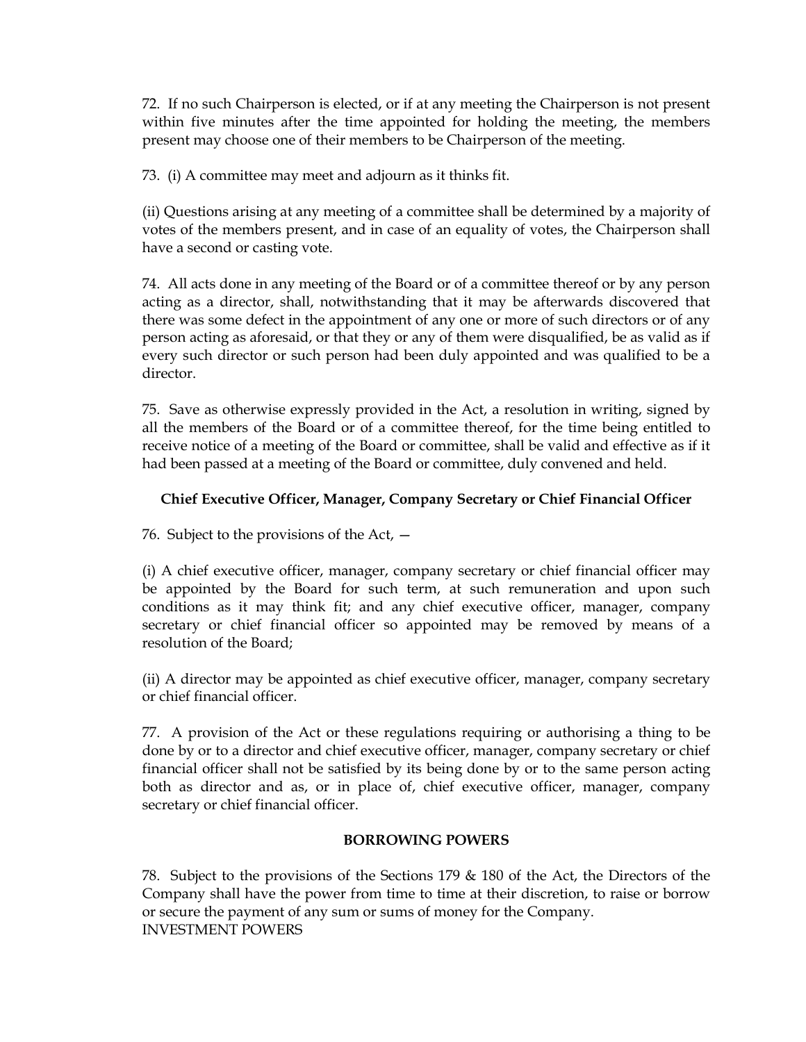72. If no such Chairperson is elected, or if at any meeting the Chairperson is not present within five minutes after the time appointed for holding the meeting, the members present may choose one of their members to be Chairperson of the meeting.

73. (i) A committee may meet and adjourn as it thinks fit.

(ii) Questions arising at any meeting of a committee shall be determined by a majority of votes of the members present, and in case of an equality of votes, the Chairperson shall have a second or casting vote.

74. All acts done in any meeting of the Board or of a committee thereof or by any person acting as a director, shall, notwithstanding that it may be afterwards discovered that there was some defect in the appointment of any one or more of such directors or of any person acting as aforesaid, or that they or any of them were disqualified, be as valid as if every such director or such person had been duly appointed and was qualified to be a director.

75. Save as otherwise expressly provided in the Act, a resolution in writing, signed by all the members of the Board or of a committee thereof, for the time being entitled to receive notice of a meeting of the Board or committee, shall be valid and effective as if it had been passed at a meeting of the Board or committee, duly convened and held.

**Chief Executive Officer, Manager, Company Secretary or Chief Financial Officer**

76. Subject to the provisions of the Act, —

(i) A chief executive officer, manager, company secretary or chief financial officer may be appointed by the Board for such term, at such remuneration and upon such conditions as it may think fit; and any chief executive officer, manager, company secretary or chief financial officer so appointed may be removed by means of a resolution of the Board;

(ii) A director may be appointed as chief executive officer, manager, company secretary or chief financial officer.

77. A provision of the Act or these regulations requiring or authorising a thing to be done by or to a director and chief executive officer, manager, company secretary or chief financial officer shall not be satisfied by its being done by or to the same person acting both as director and as, or in place of, chief executive officer, manager, company secretary or chief financial officer.

**BORROWING POWERS**

78. Subject to the provisions of the Sections 179 & 180 of the Act, the Directors of the Company shall have the power from time to time at their discretion, to raise or borrow or secure the payment of any sum or sums of money for the Company.

INVESTMENT POWERS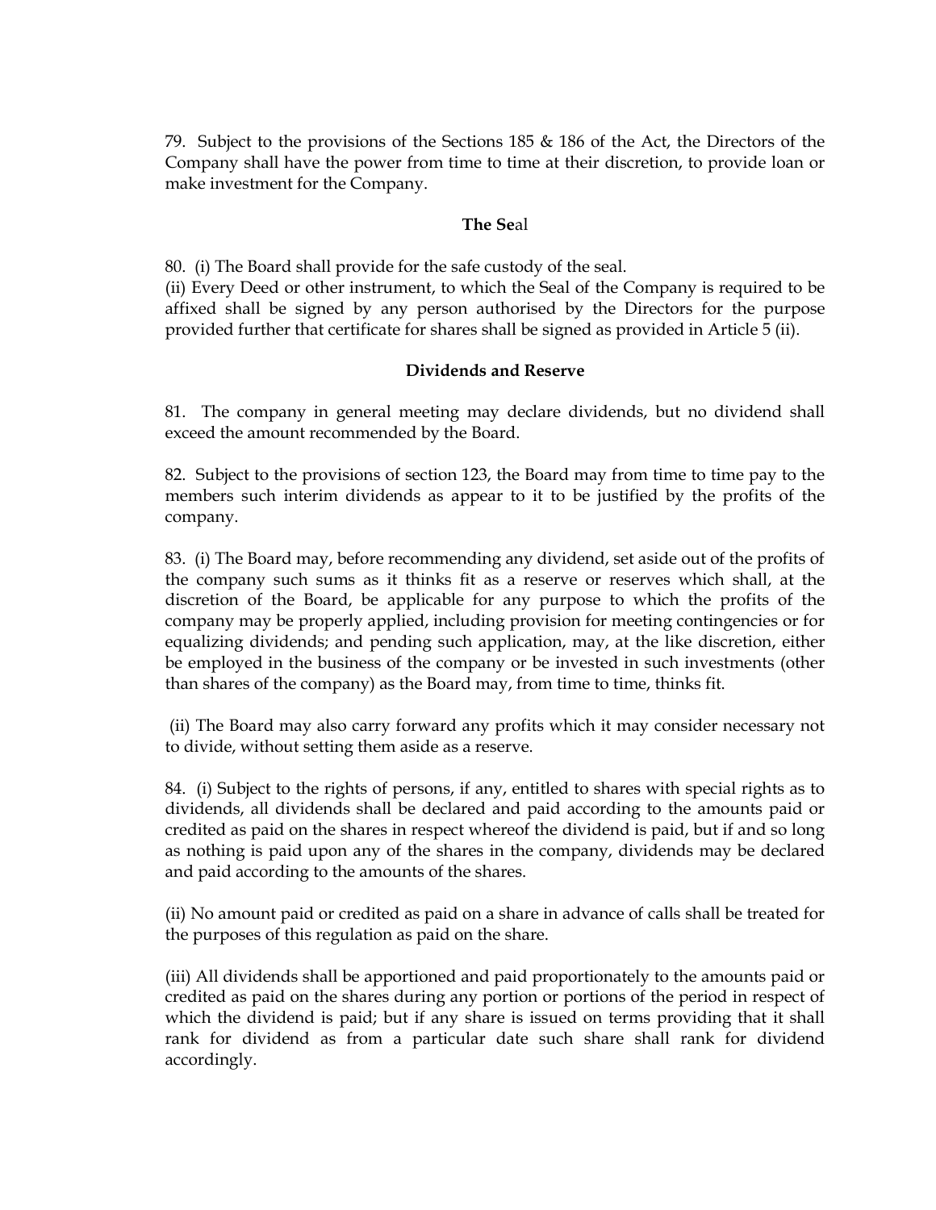79. Subject to the provisions of the Sections 185 & 186 of the Act, the Directors of the Company shall have the power from time to time at their discretion, to provide loan or make investment for the Company.

### The Seal

80. (i) The Board shall provide for the safe custody of the seal.

(ii) Every Deed or other instrument, to which the Seal of the Company is required to be affixed shall be signed by any person authorised by the Directors for the purpose provided further that certificate for shares shall be signed as provided in Article 5 (ii).

### Dividends and Reserve

81. The company in general meeting may declare dividends, but no dividend shall exceed the amount recommended by the Board.

82. Subject to the provisions of section 123, the Board may from time to time pay to the members such interim dividends as appear to it to be justified by the profits of the company.

83. (i) The Board may, before recommending any dividend, set aside out of the profits of the company such sums as it thinks fit as a reserve or reserves which shall, at the discretion of the Board, be applicable for any purpose to which the profits of the company may be properly applied, including provision for meeting contingencies or for equalizing dividends; and pending such application, may, at the like discretion, either be employed in the business of the company or be invested in such investments (other than shares of the company) as the Board may, from time to time, thinks fit.

(ii) The Board may also carry forward any profits which it may consider necessary not to divide, without setting them aside as a reserve.

84. (i) Subject to the rights of persons, if any, entitled to shares with special rights as to dividends, all dividends shall be declared and paid according to the amounts paid or credited as paid on the shares in respect whereof the dividend is paid, but if and so long as nothing is paid upon any of the shares in the company, dividends may be declared and paid according to the amounts of the shares.

(ii) No amount paid or credited as paid on a share in advance of calls shall be treated for the purposes of this regulation as paid on the share.

(iii) All dividends shall be apportioned and paid proportionately to the amounts paid or credited as paid on the shares during any portion or portions of the period in respect of which the dividend is paid; but if any share is issued on terms providing that it shall rank for dividend as from a particular date such share shall rank for dividend accordingly.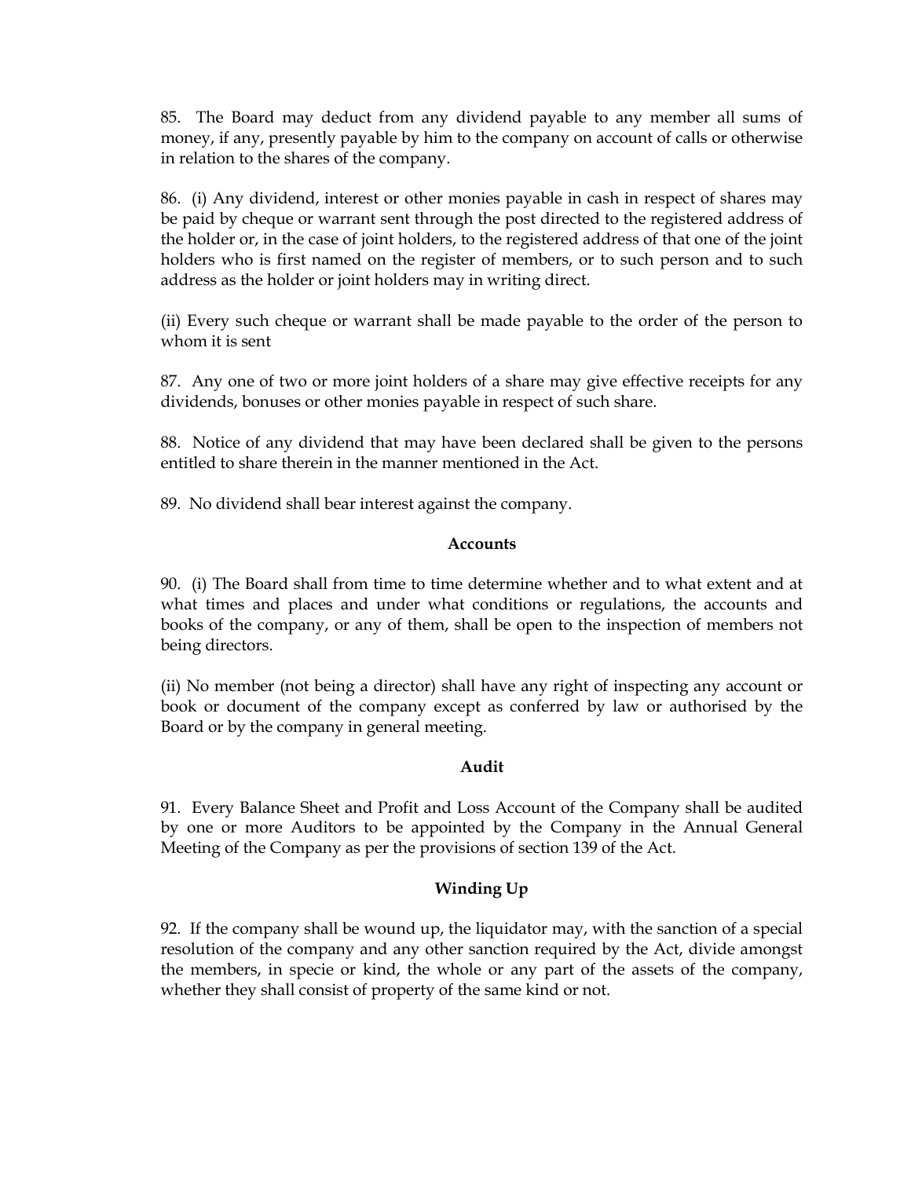85. The Board may deduct from any dividend payable to any member all sums of money, if any, presently payable by him to the company on account of calls or otherwise in relation to the shares of the company.

86. (i) Any dividend, interest or other monies payable in cash in respect of shares may be paid by cheque or warrant sent through the post directed to the registered address of the holder or, in the case of joint holders, to the registered address of that one of the joint holders who is first named on the register of members, or to such person and to such address as the holder or joint holders may in writing direct.

(ii) Every such cheque or warrant shall be made payable to the order of the person to whom it is sent

87. Any one of two or more joint holders of a share may give effective receipts for any dividends, bonuses or other monies payable in respect of such share.

88. Notice of any dividend that may have been declared shall be given to the persons entitled to share therein in the manner mentioned in the Act.

89. No dividend shall bear interest against the company.

**Accounts**

90. (i) The Board shall from time to time determine whether and to what extent and at what times and places and under what conditions or regulations, the accounts and books of the company, or any of them, shall be open to the inspection of members not being directors.

(ii) No member (not being a director) shall have any right of inspecting any account or book or document of the company except as conferred by law or authorised by the Board or by the company in general meeting.

**Audit**

91. Every Balance Sheet and Profit and Loss Account of the Company shall be audited by one or more Auditors to be appointed by the Company in the Annual General Meeting of the Company as per the provisions of section 139 of the Act.

**Winding Up**

92. If the company shall be wound up, the liquidator may, with the sanction of a special resolution of the company and any other sanction required by the Act, divide amongst the members, in specie or kind, the whole or any part of the assets of the company, whether they shall consist of property of the same kind or not.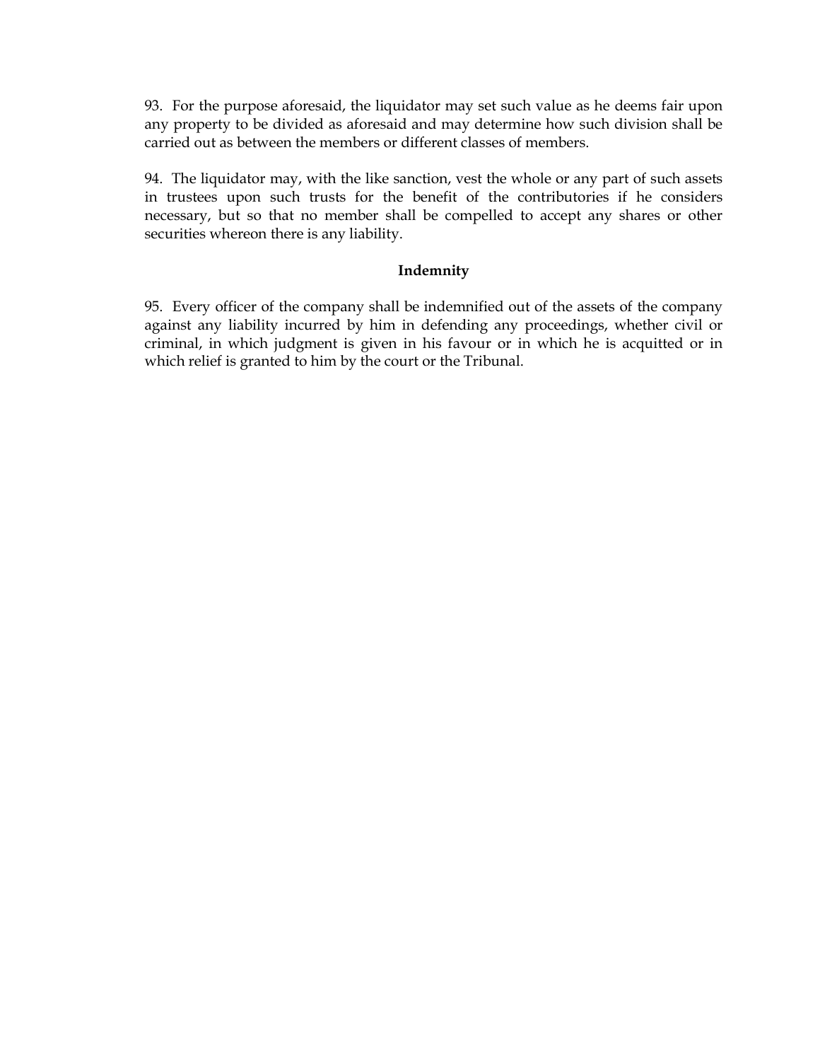93. For the purpose aforesaid, the liquidator may set such value as he deems fair upon any property to be divided as aforesaid and may determine how such division shall be carried out as between the members or different classes of members.

94. The liquidator may, with the like sanction, vest the whole or any part of such assets in trustees upon such trusts for the benefit of the contributories if he considers necessary, but so that no member shall be compelled to accept any shares or other securities whereon there is any liability.

**Indemnity**

95. Every officer of the company shall be indemnified out of the assets of the company against any liability incurred by him in defending any proceedings, whether civil or criminal, in which judgment is given in his favour or in which he is acquitted or in which relief is granted to him by the court or the Tribunal.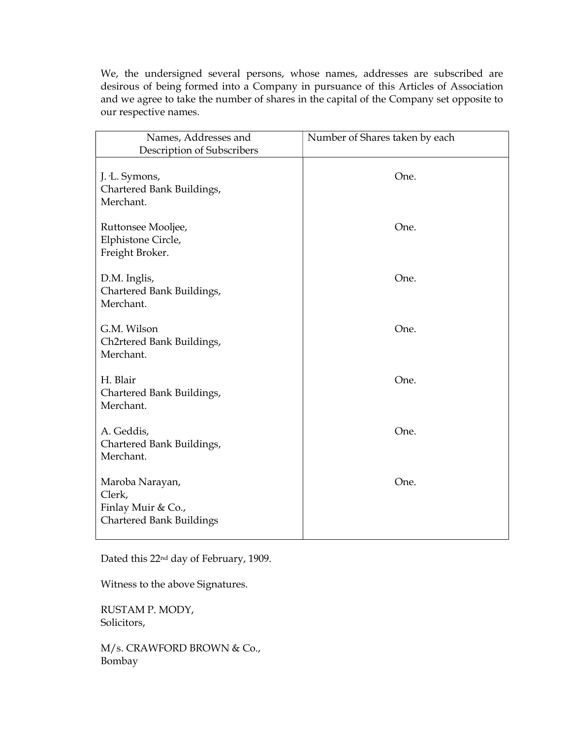We, the undersigned several persons, whose names, addresses are subscribed are desirous of being formed into a Company in pursuance of this Articles of Association and we agree to take the number of shares in the capital of the Company set opposite to our respective names.

| Names, Addresses and Description of Subscribers | Number of Shares taken by each |
|---|---|
| J. ·L. Symons,<br>Chartered Bank Buildings,<br>Merchant. | One. |
| Ruttonsee Mooljee,<br>Elphistone Circle,<br>Freight Broker. | One. |
| D.M. Inglis,<br>Chartered Bank Buildings,<br>Merchant. | One. |
| G.M. Wilson<br>Ch2rtered Bank Buildings,<br>Merchant. | One. |
| H. Blair<br>Chartered Bank Buildings,<br>Merchant. | One. |
| A. Geddis,<br>Chartered Bank Buildings,<br>Merchant. | One. |
| Maroba Narayan,<br>Clerk,<br>Finlay Muir & Co.,<br>Chartered Bank Buildings | One. |

Dated this 22nd day of February, 1909.

Witness to the above Signatures.

RUSTAM P. MODY,
Solicitors,

M/s. CRAWFORD BROWN & Co.,
Bombay